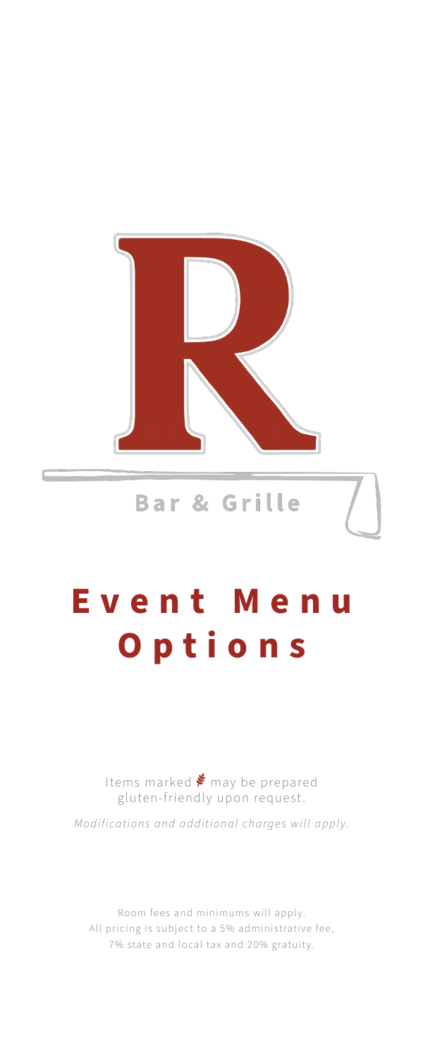R

Bar & Grille

# Event Menu Options

Items marked ❦ may be prepared gluten-friendly upon request.

*Modifications and additional charges will apply.*

Room fees and minimums will apply.
All pricing is subject to a 5% administrative fee,
7% state and local tax and 20% gratuity.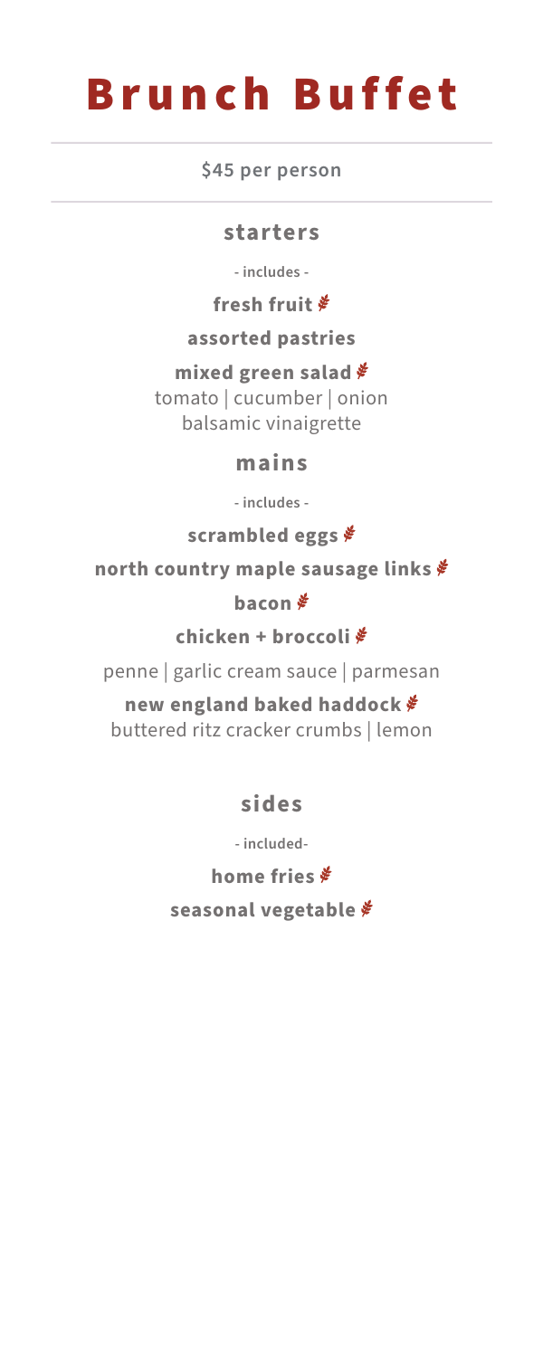# Brunch Buffet

**$45 per person**

## starters

- includes -

**fresh fruit**

**assorted pastries**

**mixed green salad**
tomato | cucumber | onion
balsamic vinaigrette

## mains

- includes -

**scrambled eggs**

**north country maple sausage links**

**bacon**

**chicken + broccoli**

penne | garlic cream sauce | parmesan

**new england baked haddock**
buttered ritz cracker crumbs | lemon

## sides

- included-

**home fries**

**seasonal vegetable**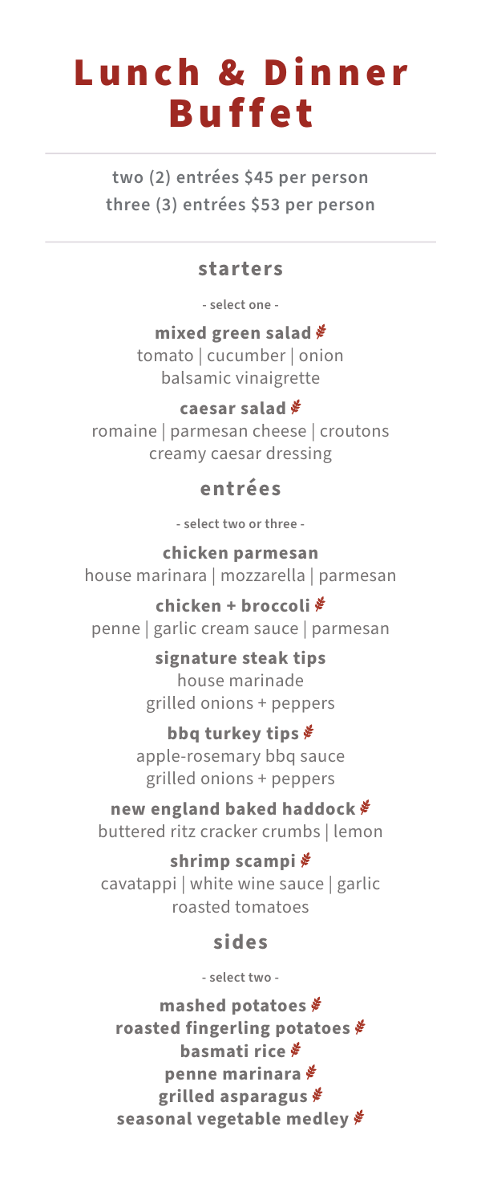# Lunch & Dinner Buffet

two (2) entrées $45 per person
three (3) entrées $53 per person

## starters

- select one -

**mixed green salad** 🌾
tomato | cucumber | onion
balsamic vinaigrette

**caesar salad** 🌾
romaine | parmesan cheese | croutons
creamy caesar dressing

## entrées

- select two or three -

**chicken parmesan**
house marinara | mozzarella | parmesan

**chicken + broccoli** 🌾
penne | garlic cream sauce | parmesan

**signature steak tips**
house marinade
grilled onions + peppers

**bbq turkey tips** 🌾
apple-rosemary bbq sauce
grilled onions + peppers

**new england baked haddock** 🌾
buttered ritz cracker crumbs | lemon

**shrimp scampi** 🌾
cavatappi | white wine sauce | garlic
roasted tomatoes

## sides

- select two -

**mashed potatoes** 🌾
**roasted fingerling potatoes** 🌾
**basmati rice** 🌾
**penne marinara** 🌾
**grilled asparagus** 🌾
**seasonal vegetable medley** 🌾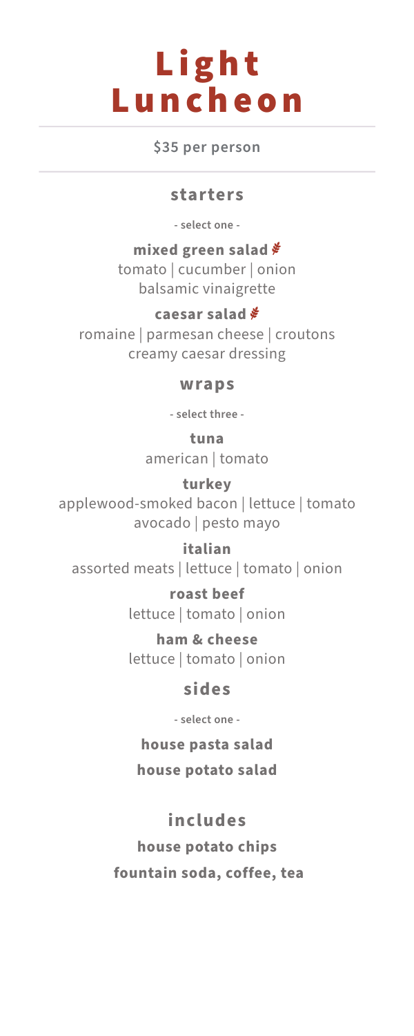# Light Luncheon

**$35 per person**

## starters

- select one -

**mixed green salad** ❦
tomato | cucumber | onion
balsamic vinaigrette

**caesar salad** ❦
romaine | parmesan cheese | croutons
creamy caesar dressing

## wraps

- select three -

**tuna**
american | tomato

**turkey**
applewood-smoked bacon | lettuce | tomato
avocado | pesto mayo

**italian**
assorted meats | lettuce | tomato | onion

**roast beef**
lettuce | tomato | onion

**ham & cheese**
lettuce | tomato | onion

## sides

- select one -

**house pasta salad**

**house potato salad**

## includes

**house potato chips**

**fountain soda, coffee, tea**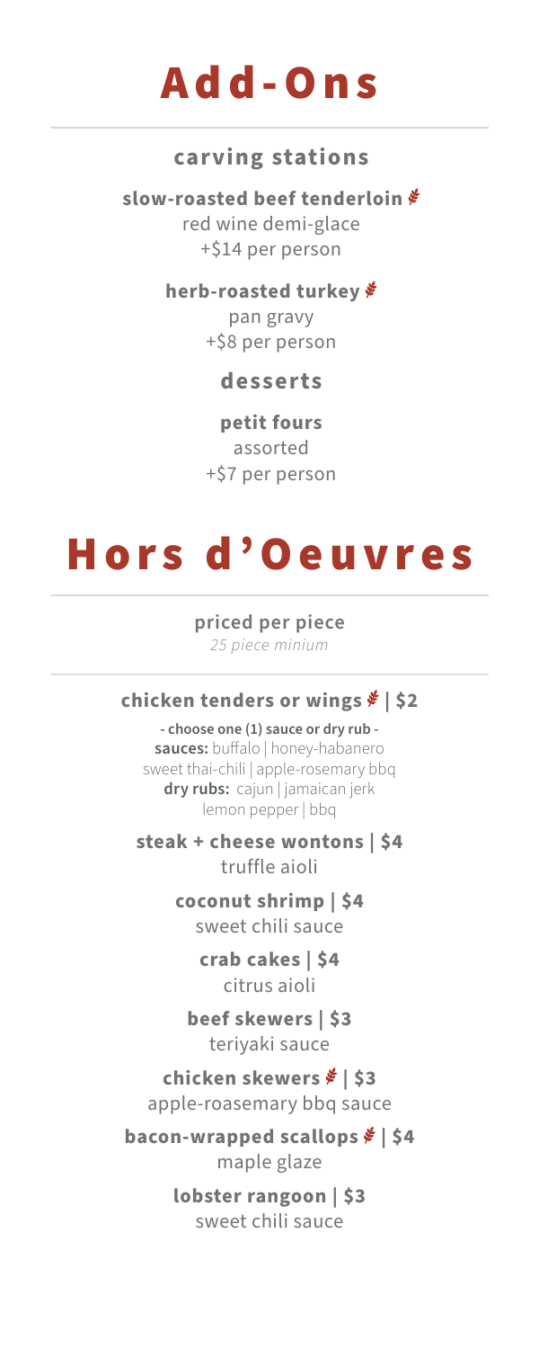# Add-Ons

## carving stations

**slow-roasted beef tenderloin** ❦
red wine demi-glace
+$14 per person

**herb-roasted turkey** ❦
pan gravy
+$8 per person

## desserts

**petit fours**
assorted
+$7 per person

# Hors d'Oeuvres

**priced per piece**
*25 piece minium*

**chicken tenders or wings ❦ | $2**
**- choose one (1) sauce or dry rub -**
**sauces:** buffalo | honey-habanero
sweet thai-chili | apple-rosemary bbq
**dry rubs:** cajun | jamaican jerk
lemon pepper | bbq

**steak + cheese wontons | $4**
truffle aioli

**coconut shrimp | $4**
sweet chili sauce

**crab cakes | $4**
citrus aioli

**beef skewers | $3**
teriyaki sauce

**chicken skewers ❦ | $3**
apple-roasemary bbq sauce

**bacon-wrapped scallops ❦ | $4**
maple glaze

**lobster rangoon | $3**
sweet chili sauce